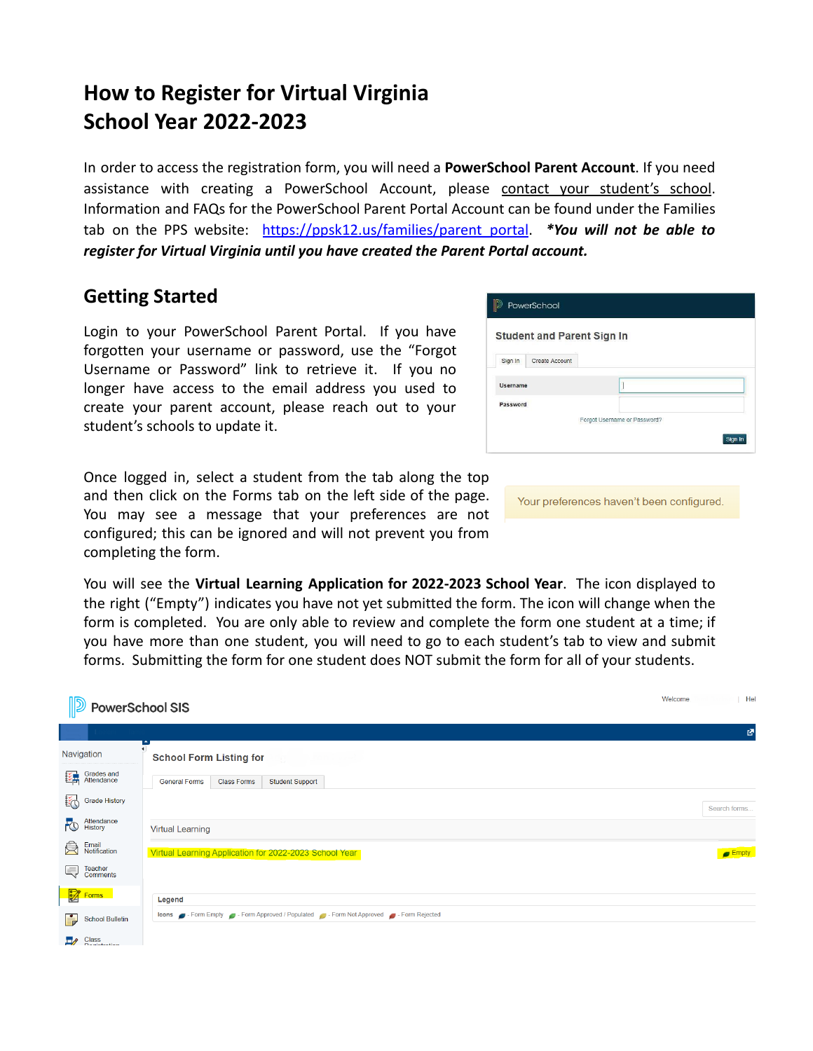# How to Register for Virtual Virginia School Year 2022-2023

In order to access the registration form, you will need a **PowerSchool Parent Account**. If you need assistance with creating a PowerSchool Account, please contact your student's school. Information and FAQs for the PowerSchool Parent Portal Account can be found under the Families tab on the PPS website: https://ppsk12.us/families/parent_portal. ***You will not be able to register for Virtual Virginia until you have created the Parent Portal account.***

## Getting Started

Login to your PowerSchool Parent Portal. If you have forgotten your username or password, use the "Forgot Username or Password" link to retrieve it. If you no longer have access to the email address you used to create your parent account, please reach out to your student's schools to update it.

Once logged in, select a student from the tab along the top and then click on the Forms tab on the left side of the page. You may see a message that your preferences are not configured; this can be ignored and will not prevent you from completing the form.

You will see the **Virtual Learning Application for 2022-2023 School Year**. The icon displayed to the right ("Empty") indicates you have not yet submitted the form. The icon will change when the form is completed. You are only able to review and complete the form one student at a time; if you have more than one student, you will need to go to each student's tab to view and submit forms. Submitting the form for one student does NOT submit the form for all of your students.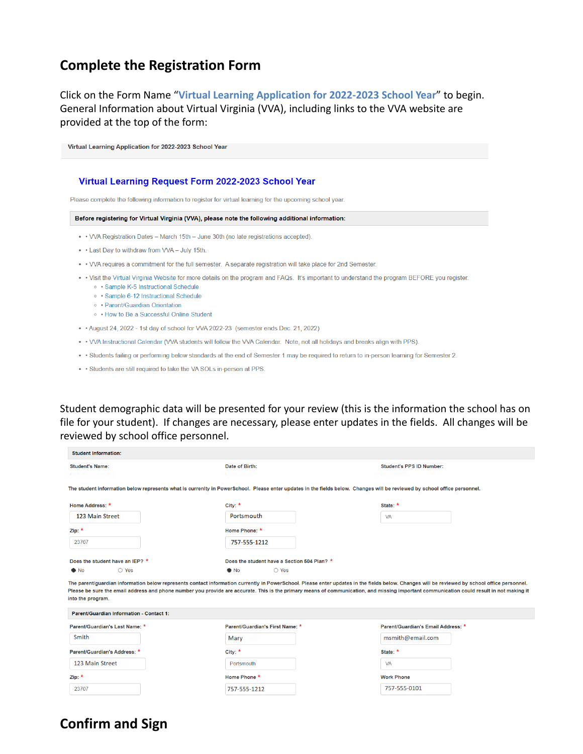## Complete the Registration Form

Click on the Form Name "Virtual Learning Application for 2022-2023 School Year" to begin. General Information about Virtual Virginia (VVA), including links to the VVA website are provided at the top of the form:

Virtual Learning Application for 2022-2023 School Year

### Virtual Learning Request Form 2022-2023 School Year

Please complete the following information to register for virtual learning for the upcoming school year.

**Before registering for Virtual Virginia (VVA), please note the following additional information:**

- • VVA Registration Dates – March 15th – June 30th (no late registrations accepted).
- • Last Day to withdraw from VVA – July 15th.
- • VVA requires a commitment for the full semester. A separate registration will take place for 2nd Semester.
- • Visit the Virtual Virginia Website for more details on the program and FAQs. It's important to understand the program BEFORE you register.
  - • Sample K-5 Instructional Schedule
  - • Sample 6-12 Instructional Schedule
  - • Parent/Guardian Orientation
  - • How to Be a Successful Online Student
- • August 24, 2022 - 1st day of school for VVA 2022-23 (semester ends Dec. 21, 2022)
- • VVA Instructional Calendar (VVA students will follow the VVA Calendar. Note, not all holidays and breaks align with PPS).
- • Students failing or performing below standards at the end of Semester 1 may be required to return to in-person learning for Semester 2.
- • Students are still required to take the VA SOLs in-person at PPS.

Student demographic data will be presented for your review (this is the information the school has on file for your student). If changes are necessary, please enter updates in the fields. All changes will be reviewed by school office personnel.

**Student Information:**

| Student's Name: | Date of Birth: | Student's PPS ID Number: |
|---|---|---|

**The student information below represents what is currently in PowerSchool. Please enter updates in the fields below. Changes will be reviewed by school office personnel.**

| Home Address: * | City: * | State: * |
|---|---|---|
| 123 Main Street | Portsmouth | VA |
| **Zip: *** | **Home Phone: *** | |
| 23707 | 757-555-1212 | |

Does the student have an IEP? * ● No ○ Yes

Does the student have a Section 504 Plan? * ● No ○ Yes

**The parent/guardian information below represents contact information currently in PowerSchool. Please enter updates in the fields below. Changes will be reviewed by school office personnel. Please be sure the email address and phone number you provide are accurate. This is the primary means of communication, and missing important communication could result in not making it into the program.**

**Parent/Guardian Information - Contact 1:**

| Parent/Guardian's Last Name: * | Parent/Guardian's First Name: * | Parent/Guardian's Email Address: * |
|---|---|---|
| Smith | Mary | msmith@email.com |
| **Parent/Guardian's Address: *** | **City: *** | **State: *** |
| 123 Main Street | Portsmouth | VA |
| **Zip: *** | **Home Phone *** | **Work Phone** |
| 23707 | 757-555-1212 | 757-555-0101 |

## Confirm and Sign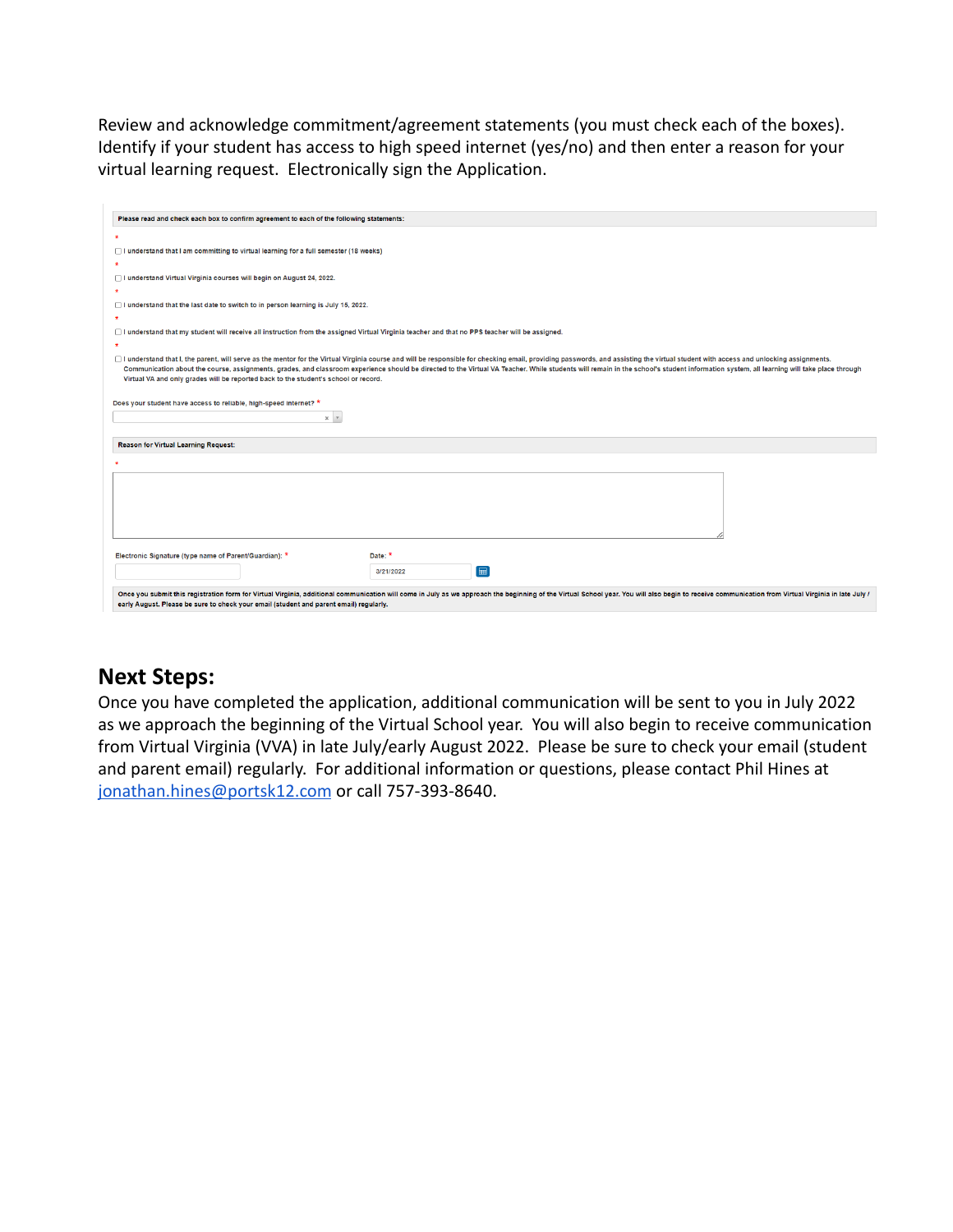Review and acknowledge commitment/agreement statements (you must check each of the boxes). Identify if your student has access to high speed internet (yes/no) and then enter a reason for your virtual learning request. Electronically sign the Application.

**Please read and check each box to confirm agreement to each of the following statements:**

*

☐ I understand that I am committing to virtual learning for a full semester (18 weeks)

*

☐ I understand Virtual Virginia courses will begin on August 24, 2022.

*

☐ I understand that the last date to switch to in person learning is July 15, 2022.

*

☐ I understand that my student will receive all instruction from the assigned Virtual Virginia teacher and that no PPS teacher will be assigned.

*

☐ I understand that I, the parent, will serve as the mentor for the Virtual Virginia course and will be responsible for checking email, providing passwords, and assisting the virtual student with access and unlocking assignments. Communication about the course, assignments, grades, and classroom experience should be directed to the Virtual VA Teacher. While students will remain in the school's student information system, all learning will take place through Virtual VA and only grades will be reported back to the student's school or record.

Does your student have access to reliable, high-speed internet? *

**Reason for Virtual Learning Request:**

*

Electronic Signature (type name of Parent/Guardian): *

Date: *

3/21/2022

Once you submit this registration form for Virtual Virginia, additional communication will come in July as we approach the beginning of the Virtual School year. You will also begin to receive communication from Virtual Virginia in late July / early August. Please be sure to check your email (student and parent email) regularly.

## Next Steps:

Once you have completed the application, additional communication will be sent to you in July 2022 as we approach the beginning of the Virtual School year. You will also begin to receive communication from Virtual Virginia (VVA) in late July/early August 2022. Please be sure to check your email (student and parent email) regularly. For additional information or questions, please contact Phil Hines at jonathan.hines@portsk12.com or call 757-393-8640.